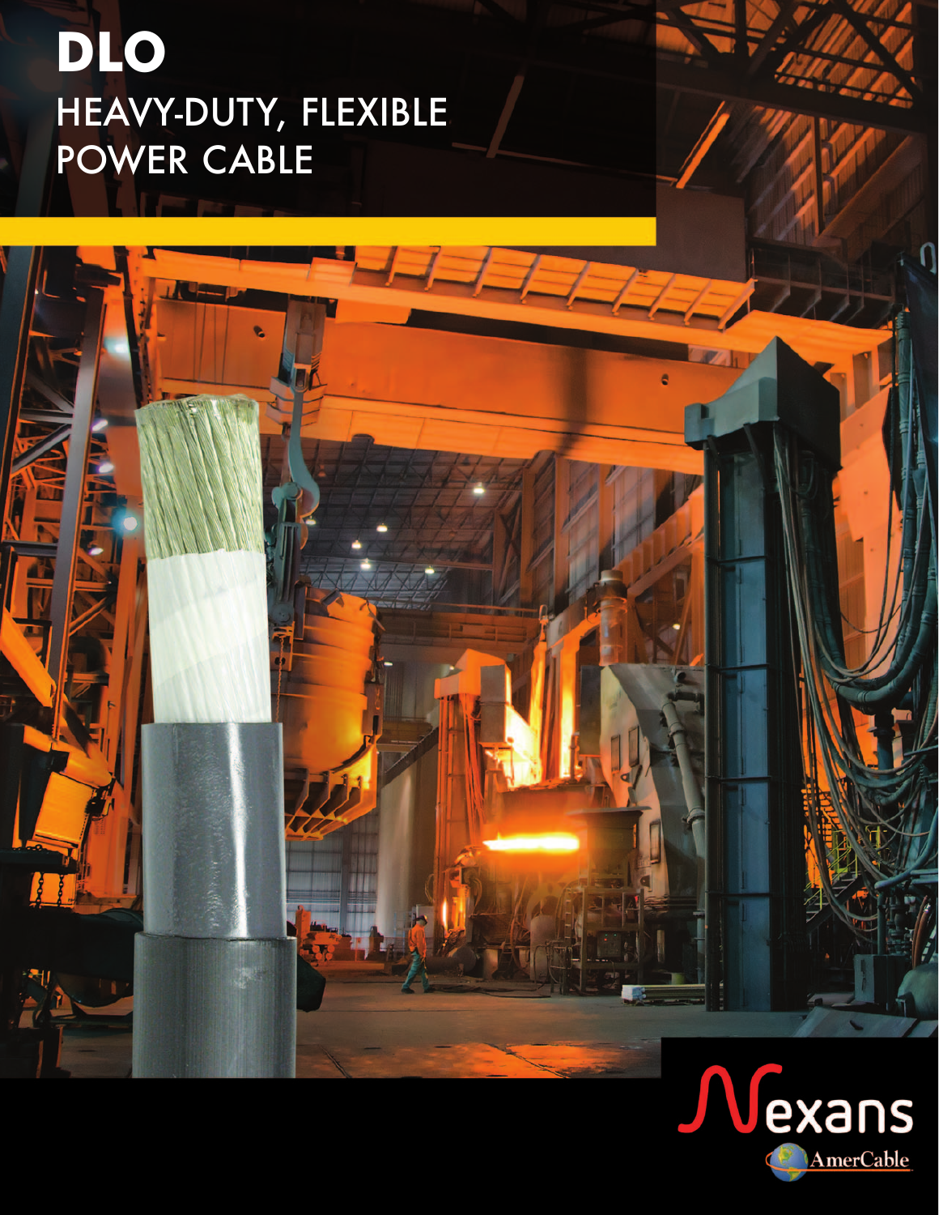# DLO

## HEAVY-DUTY, FLEXIBLE POWER CABLE

Nexans

AmerCable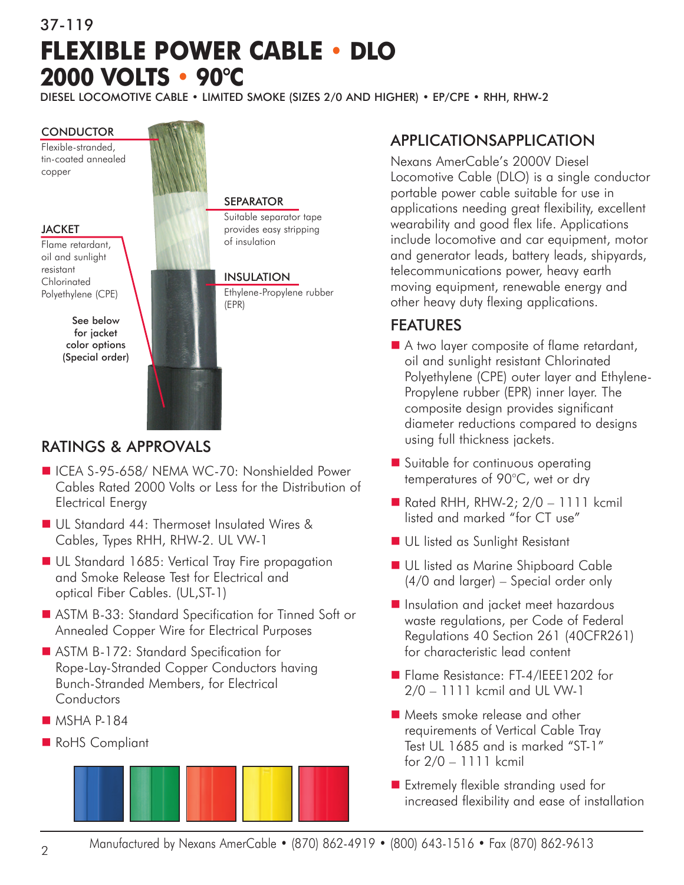37-119

# FLEXIBLE POWER CABLE • DLO
# 2000 VOLTS • 90°C

DIESEL LOCOMOTIVE CABLE • LIMITED SMOKE (SIZES 2/0 AND HIGHER) • EP/CPE • RHH, RHW-2

**CONDUCTOR**
Flexible-stranded, tin-coated annealed copper

**SEPARATOR**
Suitable separator tape provides easy stripping of insulation

**JACKET**
Flame retardant, oil and sunlight resistant Chlorinated Polyethylene (CPE)

**INSULATION**
Ethylene-Propylene rubber (EPR)

See below for jacket color options (Special order)

## RATINGS & APPROVALS

- ICEA S-95-658/ NEMA WC-70: Nonshielded Power Cables Rated 2000 Volts or Less for the Distribution of Electrical Energy
- UL Standard 44: Thermoset Insulated Wires & Cables, Types RHH, RHW-2. UL VW-1
- UL Standard 1685: Vertical Tray Fire propagation and Smoke Release Test for Electrical and optical Fiber Cables. (UL,ST-1)
- ASTM B-33: Standard Specification for Tinned Soft or Annealed Copper Wire for Electrical Purposes
- ASTM B-172: Standard Specification for Rope-Lay-Stranded Copper Conductors having Bunch-Stranded Members, for Electrical Conductors
- MSHA P-184
- RoHS Compliant

## APPLICATIONSAPPLICATION

Nexans AmerCable's 2000V Diesel Locomotive Cable (DLO) is a single conductor portable power cable suitable for use in applications needing great flexibility, excellent wearability and good flex life. Applications include locomotive and car equipment, motor and generator leads, battery leads, shipyards, telecommunications power, heavy earth moving equipment, renewable energy and other heavy duty flexing applications.

## FEATURES

- A two layer composite of flame retardant, oil and sunlight resistant Chlorinated Polyethylene (CPE) outer layer and Ethylene-Propylene rubber (EPR) inner layer. The composite design provides significant diameter reductions compared to designs using full thickness jackets.
- Suitable for continuous operating temperatures of 90°C, wet or dry
- Rated RHH, RHW-2; 2/0 – 1111 kcmil listed and marked "for CT use"
- UL listed as Sunlight Resistant
- UL listed as Marine Shipboard Cable (4/0 and larger) – Special order only
- Insulation and jacket meet hazardous waste regulations, per Code of Federal Regulations 40 Section 261 (40CFR261) for characteristic lead content
- Flame Resistance: FT-4/IEEE1202 for 2/0 – 1111 kcmil and UL VW-1
- Meets smoke release and other requirements of Vertical Cable Tray Test UL 1685 and is marked "ST-1" for 2/0 – 1111 kcmil
- Extremely flexible stranding used for increased flexibility and ease of installation

Manufactured by Nexans AmerCable • (870) 862-4919 • (800) 643-1516 • Fax (870) 862-9613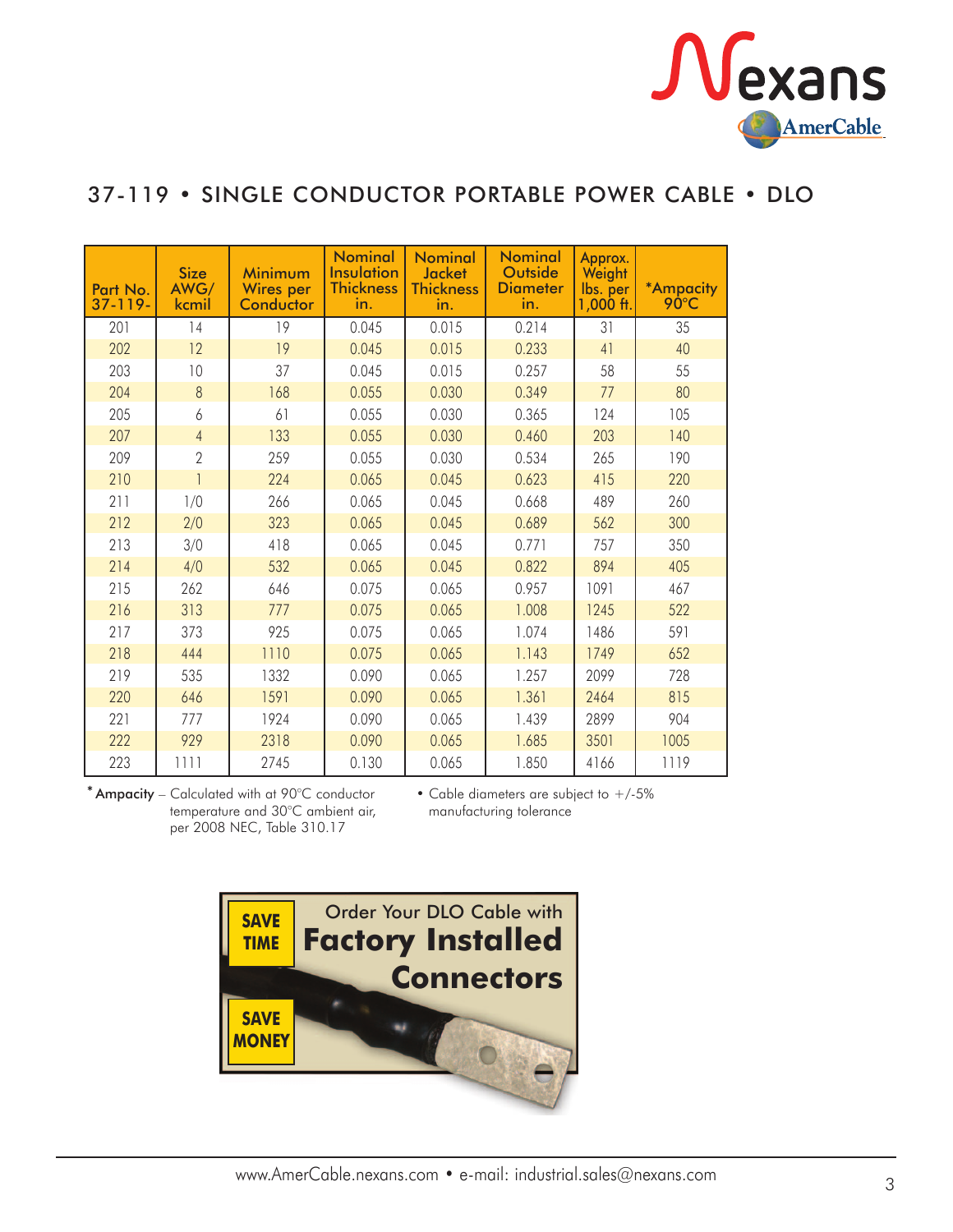# 37-119 • SINGLE CONDUCTOR PORTABLE POWER CABLE • DLO

| Part No. 37-119- | Size AWG/ kcmil | Minimum Wires per Conductor | Nominal Insulation Thickness in. | Nominal Jacket Thickness in. | Nominal Outside Diameter in. | Approx. Weight lbs. per 1,000 ft. | *Ampacity 90°C |
|---|---|---|---|---|---|---|---|
| 201 | 14 | 19 | 0.045 | 0.015 | 0.214 | 31 | 35 |
| 202 | 12 | 19 | 0.045 | 0.015 | 0.233 | 41 | 40 |
| 203 | 10 | 37 | 0.045 | 0.015 | 0.257 | 58 | 55 |
| 204 | 8 | 168 | 0.055 | 0.030 | 0.349 | 77 | 80 |
| 205 | 6 | 61 | 0.055 | 0.030 | 0.365 | 124 | 105 |
| 207 | 4 | 133 | 0.055 | 0.030 | 0.460 | 203 | 140 |
| 209 | 2 | 259 | 0.055 | 0.030 | 0.534 | 265 | 190 |
| 210 | 1 | 224 | 0.065 | 0.045 | 0.623 | 415 | 220 |
| 211 | 1/0 | 266 | 0.065 | 0.045 | 0.668 | 489 | 260 |
| 212 | 2/0 | 323 | 0.065 | 0.045 | 0.689 | 562 | 300 |
| 213 | 3/0 | 418 | 0.065 | 0.045 | 0.771 | 757 | 350 |
| 214 | 4/0 | 532 | 0.065 | 0.045 | 0.822 | 894 | 405 |
| 215 | 262 | 646 | 0.075 | 0.065 | 0.957 | 1091 | 467 |
| 216 | 313 | 777 | 0.075 | 0.065 | 1.008 | 1245 | 522 |
| 217 | 373 | 925 | 0.075 | 0.065 | 1.074 | 1486 | 591 |
| 218 | 444 | 1110 | 0.075 | 0.065 | 1.143 | 1749 | 652 |
| 219 | 535 | 1332 | 0.090 | 0.065 | 1.257 | 2099 | 728 |
| 220 | 646 | 1591 | 0.090 | 0.065 | 1.361 | 2464 | 815 |
| 221 | 777 | 1924 | 0.090 | 0.065 | 1.439 | 2899 | 904 |
| 222 | 929 | 2318 | 0.090 | 0.065 | 1.685 | 3501 | 1005 |
| 223 | 1111 | 2745 | 0.130 | 0.065 | 1.850 | 4166 | 1119 |

* **Ampacity** – Calculated with at 90°C conductor temperature and 30°C ambient air, per 2008 NEC, Table 310.17

• Cable diameters are subject to +/-5% manufacturing tolerance

**SAVE TIME**

Order Your DLO Cable with **Factory Installed Connectors**

**SAVE MONEY**

www.AmerCable.nexans.com • e-mail: industrial.sales@nexans.com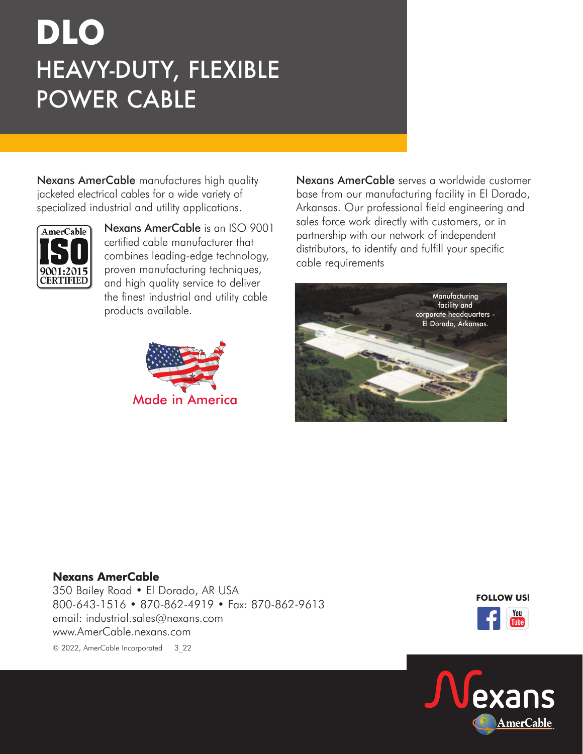# DLO

## HEAVY-DUTY, FLEXIBLE POWER CABLE

**Nexans AmerCable** manufactures high quality jacketed electrical cables for a wide variety of specialized industrial and utility applications.

**Nexans AmerCable** is an ISO 9001 certified cable manufacturer that combines leading-edge technology, proven manufacturing techniques, and high quality service to deliver the finest industrial and utility cable products available.

Made in America

**Nexans AmerCable** serves a worldwide customer base from our manufacturing facility in El Dorado, Arkansas. Our professional field engineering and sales force work directly with customers, or in partnership with our network of independent distributors, to identify and fulfill your specific cable requirements

Manufacturing facility and corporate headquarters - El Dorado, Arkansas.

**Nexans AmerCable**
350 Bailey Road • El Dorado, AR USA
800-643-1516 • 870-862-4919 • Fax: 870-862-9613
email: industrial.sales@nexans.com
www.AmerCable.nexans.com

© 2022, AmerCable Incorporated 3_22

**FOLLOW US!**